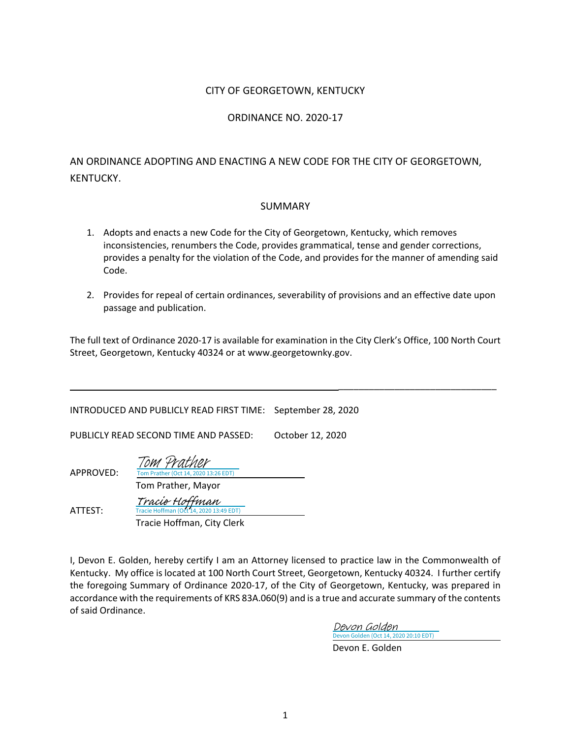CITY OF GEORGETOWN, KENTUCKY

ORDINANCE NO. 2020-17

AN ORDINANCE ADOPTING AND ENACTING A NEW CODE FOR THE CITY OF GEORGETOWN, KENTUCKY.

SUMMARY

1. Adopts and enacts a new Code for the City of Georgetown, Kentucky, which removes inconsistencies, renumbers the Code, provides grammatical, tense and gender corrections, provides a penalty for the violation of the Code, and provides for the manner of amending said Code.

2. Provides for repeal of certain ordinances, severability of provisions and an effective date upon passage and publication.

The full text of Ordinance 2020-17 is available for examination in the City Clerk's Office, 100 North Court Street, Georgetown, Kentucky 40324 or at www.georgetownky.gov.

---

INTRODUCED AND PUBLICLY READ FIRST TIME: September 28, 2020

PUBLICLY READ SECOND TIME AND PASSED: October 12, 2020

APPROVED: *Tom Prather*
Tom Prather (Oct 14, 2020 13:26 EDT)
Tom Prather, Mayor

ATTEST: *Tracie Hoffman*
Tracie Hoffman (Oct 14, 2020 13:49 EDT)
Tracie Hoffman, City Clerk

I, Devon E. Golden, hereby certify I am an Attorney licensed to practice law in the Commonwealth of Kentucky. My office is located at 100 North Court Street, Georgetown, Kentucky 40324. I further certify the foregoing Summary of Ordinance 2020-17, of the City of Georgetown, Kentucky, was prepared in accordance with the requirements of KRS 83A.060(9) and is a true and accurate summary of the contents of said Ordinance.

*Devon Golden*
Devon Golden (Oct 14, 2020 20:10 EDT)
Devon E. Golden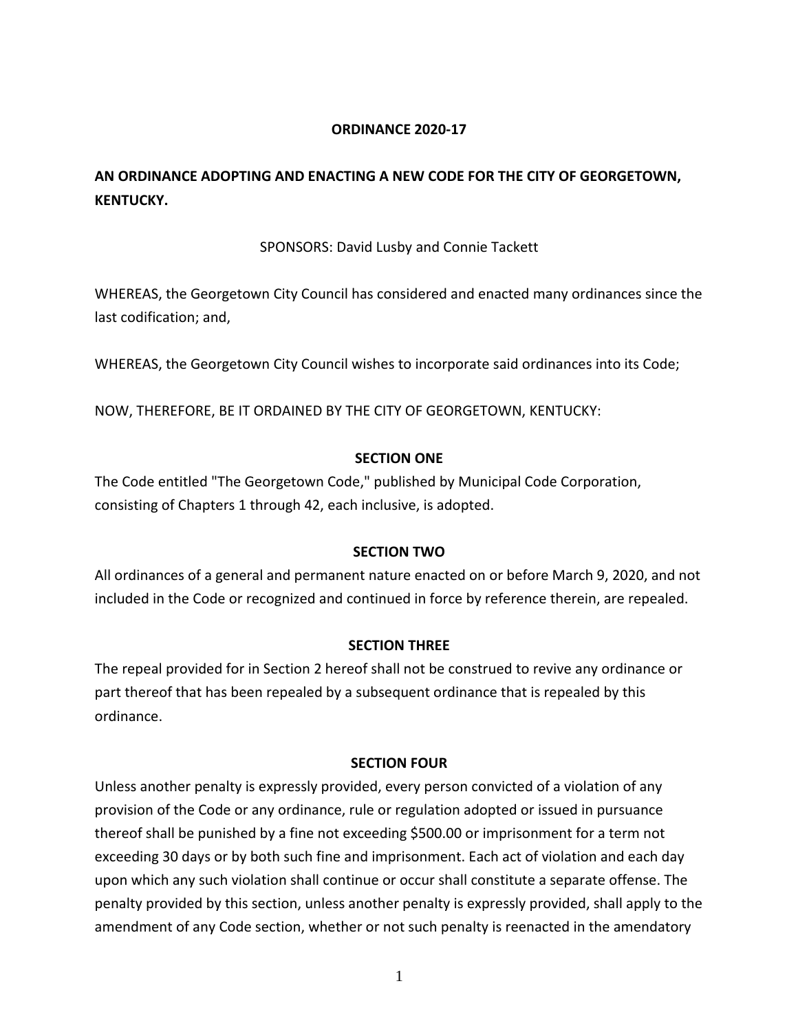**ORDINANCE 2020-17**

**AN ORDINANCE ADOPTING AND ENACTING A NEW CODE FOR THE CITY OF GEORGETOWN, KENTUCKY.**

SPONSORS: David Lusby and Connie Tackett

WHEREAS, the Georgetown City Council has considered and enacted many ordinances since the last codification; and,

WHEREAS, the Georgetown City Council wishes to incorporate said ordinances into its Code;

NOW, THEREFORE, BE IT ORDAINED BY THE CITY OF GEORGETOWN, KENTUCKY:

**SECTION ONE**

The Code entitled "The Georgetown Code," published by Municipal Code Corporation, consisting of Chapters 1 through 42, each inclusive, is adopted.

**SECTION TWO**

All ordinances of a general and permanent nature enacted on or before March 9, 2020, and not included in the Code or recognized and continued in force by reference therein, are repealed.

**SECTION THREE**

The repeal provided for in Section 2 hereof shall not be construed to revive any ordinance or part thereof that has been repealed by a subsequent ordinance that is repealed by this ordinance.

**SECTION FOUR**

Unless another penalty is expressly provided, every person convicted of a violation of any provision of the Code or any ordinance, rule or regulation adopted or issued in pursuance thereof shall be punished by a fine not exceeding $500.00 or imprisonment for a term not exceeding 30 days or by both such fine and imprisonment. Each act of violation and each day upon which any such violation shall continue or occur shall constitute a separate offense. The penalty provided by this section, unless another penalty is expressly provided, shall apply to the amendment of any Code section, whether or not such penalty is reenacted in the amendatory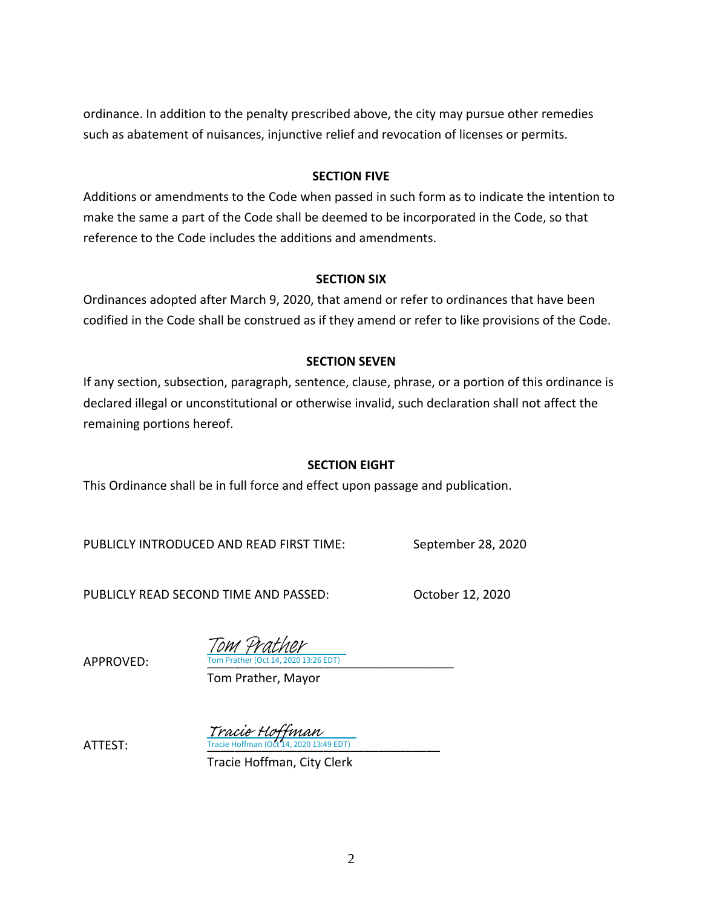ordinance. In addition to the penalty prescribed above, the city may pursue other remedies such as abatement of nuisances, injunctive relief and revocation of licenses or permits.

**SECTION FIVE**

Additions or amendments to the Code when passed in such form as to indicate the intention to make the same a part of the Code shall be deemed to be incorporated in the Code, so that reference to the Code includes the additions and amendments.

**SECTION SIX**

Ordinances adopted after March 9, 2020, that amend or refer to ordinances that have been codified in the Code shall be construed as if they amend or refer to like provisions of the Code.

**SECTION SEVEN**

If any section, subsection, paragraph, sentence, clause, phrase, or a portion of this ordinance is declared illegal or unconstitutional or otherwise invalid, such declaration shall not affect the remaining portions hereof.

**SECTION EIGHT**

This Ordinance shall be in full force and effect upon passage and publication.

PUBLICLY INTRODUCED AND READ FIRST TIME: September 28, 2020

PUBLICLY READ SECOND TIME AND PASSED: October 12, 2020

APPROVED: *Tom Prather*
Tom Prather (Oct 14, 2020 13:26 EDT)
Tom Prather, Mayor

ATTEST: *Tracie Hoffman*
Tracie Hoffman (Oct 14, 2020 13:49 EDT)
Tracie Hoffman, City Clerk